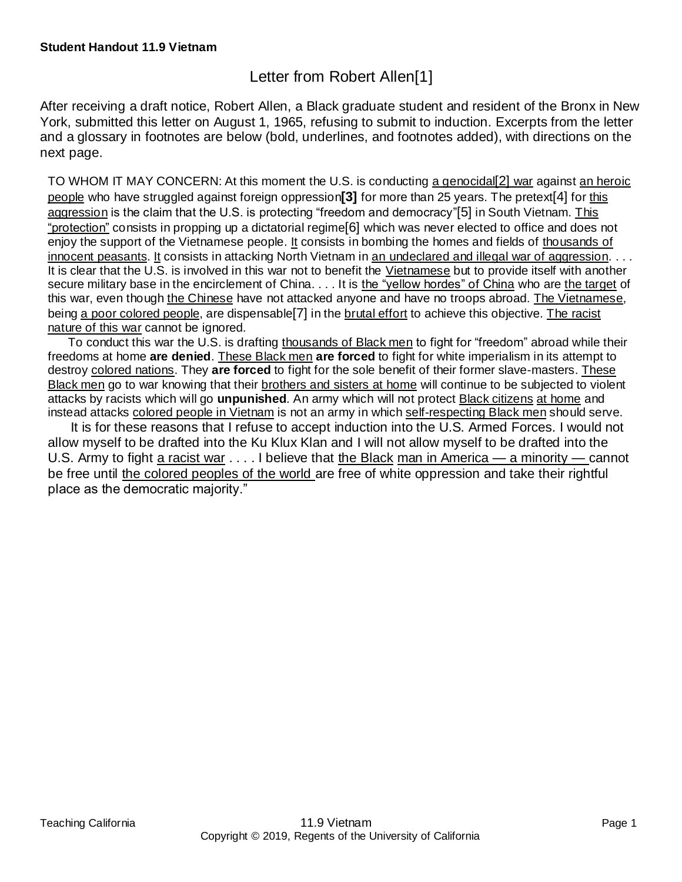**Student Handout 11.9 Vietnam**

# Letter from Robert Allen[1]

After receiving a draft notice, Robert Allen, a Black graduate student and resident of the Bronx in New York, submitted this letter on August 1, 1965, refusing to submit to induction. Excerpts from the letter and a glossary in footnotes are below (bold, underlines, and footnotes added), with directions on the next page.

TO WHOM IT MAY CONCERN: At this moment the U.S. is conducting <u>a genocidal[2] war</u> against <u>an heroic people</u> who have struggled against foreign oppression**[3]** for more than 25 years. The pretext[4] for <u>this aggression</u> is the claim that the U.S. is protecting "freedom and democracy"[5] in South Vietnam. <u>This "protection"</u> consists in propping up a dictatorial regime[6] which was never elected to office and does not enjoy the support of the Vietnamese people. <u>It</u> consists in bombing the homes and fields of <u>thousands of innocent peasants</u>. <u>It</u> consists in attacking North Vietnam in <u>an undeclared and illegal war of aggression</u>. . . . It is clear that the U.S. is involved in this war not to benefit the <u>Vietnamese</u> but to provide itself with another secure military base in the encirclement of China. . . . It is <u>the "yellow hordes" of China</u> who are <u>the target</u> of this war, even though <u>the Chinese</u> have not attacked anyone and have no troops abroad. <u>The Vietnamese</u>, being <u>a poor colored people</u>, are dispensable[7] in the <u>brutal effort</u> to achieve this objective. <u>The racist nature of this war</u> cannot be ignored.

To conduct this war the U.S. is drafting <u>thousands of Black men</u> to fight for "freedom" abroad while their freedoms at home **are denied**. <u>These Black men</u> **are forced** to fight for white imperialism in its attempt to destroy <u>colored nations</u>. They **are forced** to fight for the sole benefit of their former slave-masters. <u>These Black men</u> go to war knowing that their <u>brothers and sisters at home</u> will continue to be subjected to violent attacks by racists which will go **unpunished**. An army which will not protect <u>Black citizens</u> <u>at home</u> and instead attacks <u>colored people in Vietnam</u> is not an army in which <u>self-respecting Black men</u> should serve.

It is for these reasons that I refuse to accept induction into the U.S. Armed Forces. I would not allow myself to be drafted into the Ku Klux Klan and I will not allow myself to be drafted into the U.S. Army to fight <u>a racist war</u> . . . . I believe that <u>the Black</u> <u>man in America — a minority —</u> cannot be free until <u>the colored peoples of the world</u> are free of white oppression and take their rightful place as the democratic majority."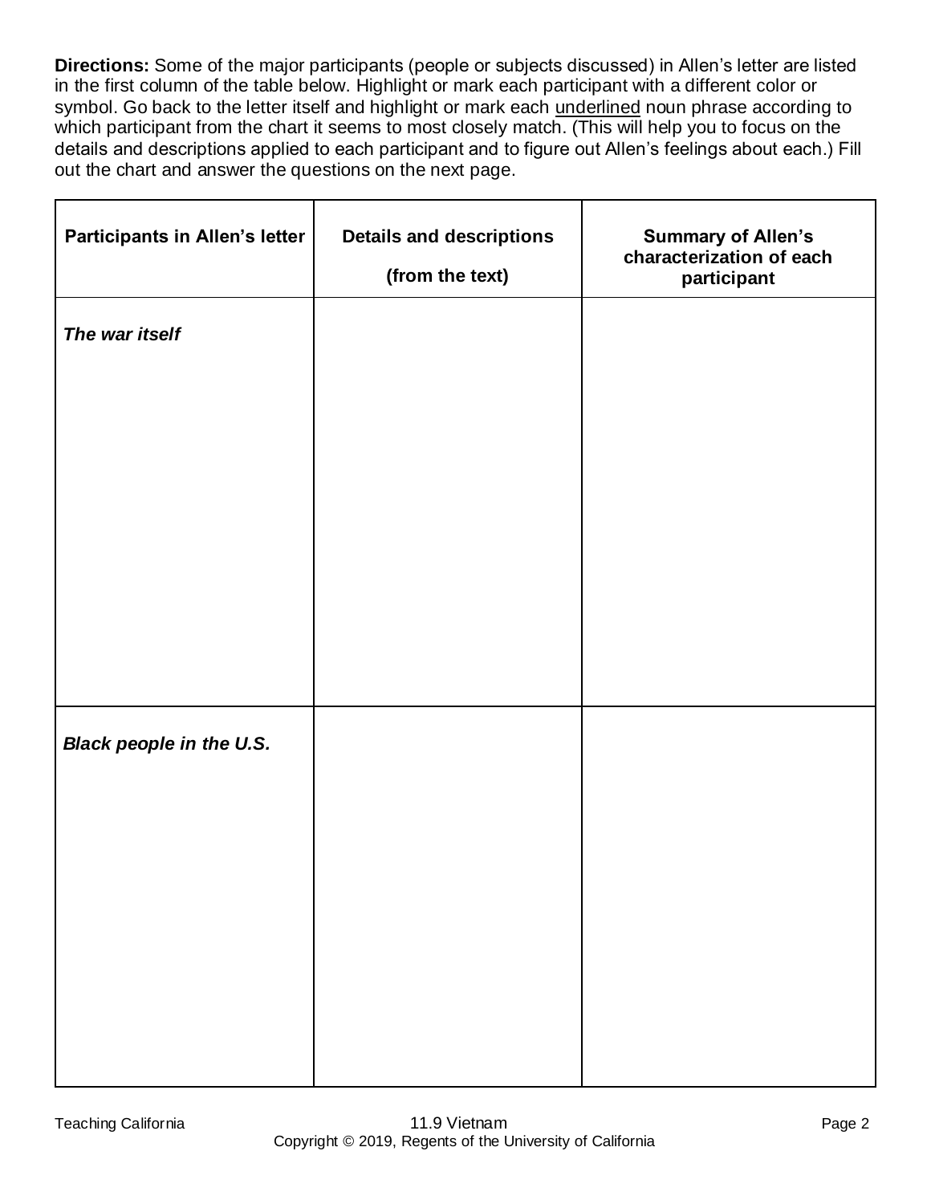**Directions:** Some of the major participants (people or subjects discussed) in Allen's letter are listed in the first column of the table below. Highlight or mark each participant with a different color or symbol. Go back to the letter itself and highlight or mark each <u>underlined</u> noun phrase according to which participant from the chart it seems to most closely match. (This will help you to focus on the details and descriptions applied to each participant and to figure out Allen's feelings about each.) Fill out the chart and answer the questions on the next page.

| Participants in Allen's letter | Details and descriptions (from the text) | Summary of Allen's characterization of each participant |
| --- | --- | --- |
| ***The war itself*** | | |
| ***Black people in the U.S.*** | | |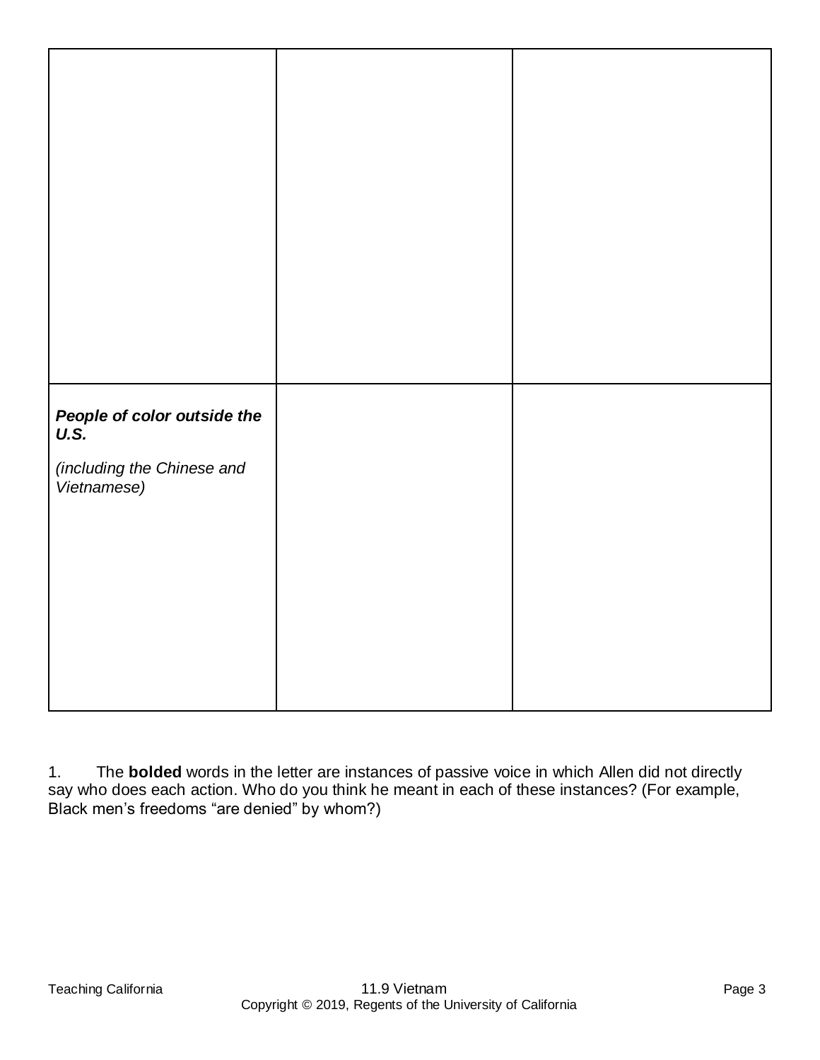| | | |
|---|---|---|
| | | |
| ***People of color outside the U.S.***<br><br>*(including the Chinese and Vietnamese)* | | |

1. The **bolded** words in the letter are instances of passive voice in which Allen did not directly say who does each action. Who do you think he meant in each of these instances? (For example, Black men's freedoms "are denied" by whom?)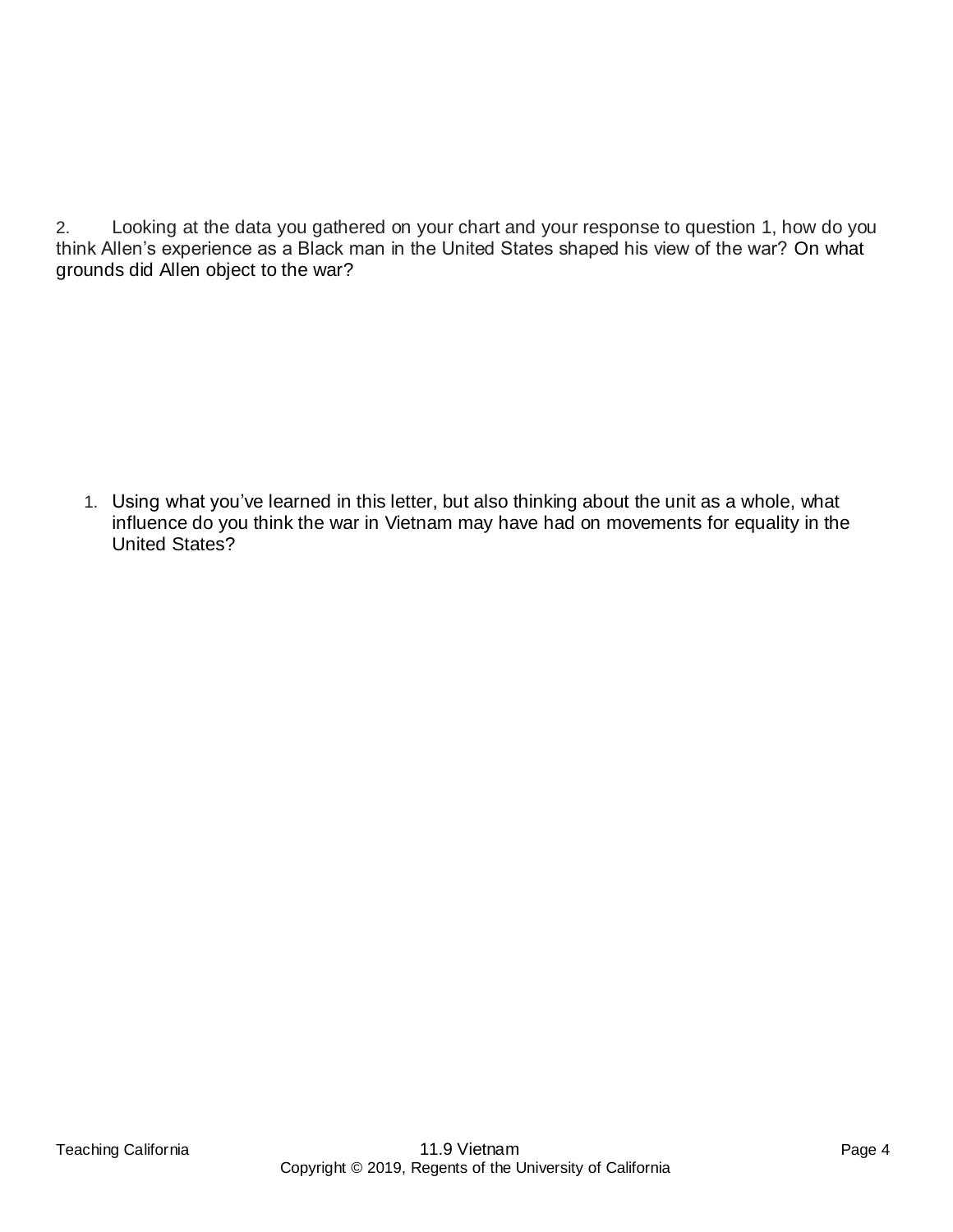2. Looking at the data you gathered on your chart and your response to question 1, how do you think Allen's experience as a Black man in the United States shaped his view of the war? On what grounds did Allen object to the war?

1. Using what you've learned in this letter, but also thinking about the unit as a whole, what influence do you think the war in Vietnam may have had on movements for equality in the United States?